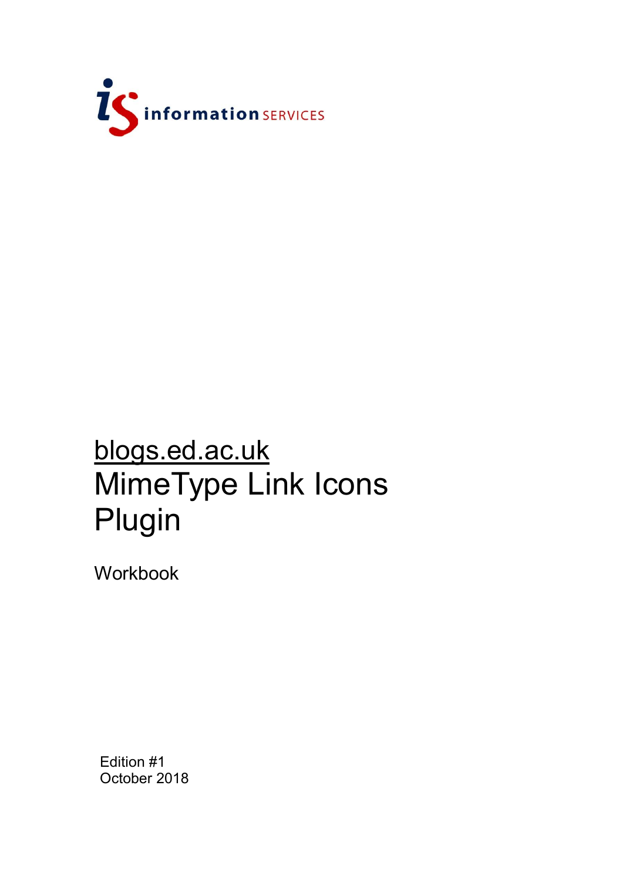information SERVICES

# blogs.ed.ac.uk
# MimeType Link Icons Plugin

Workbook

Edition #1
October 2018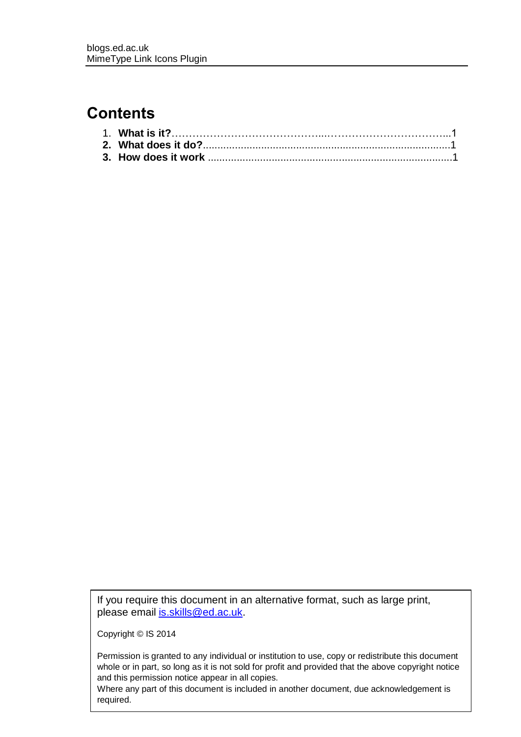# Contents

1. **What is it?**……………………………………..……………………………..1
2. **What does it do?**......................................................................................1
3. **How does it work** ......................................................................................1

If you require this document in an alternative format, such as large print, please email [is.skills@ed.ac.uk](mailto:is.skills@ed.ac.uk).

Copyright © IS 2014

Permission is granted to any individual or institution to use, copy or redistribute this document whole or in part, so long as it is not sold for profit and provided that the above copyright notice and this permission notice appear in all copies.
Where any part of this document is included in another document, due acknowledgement is required.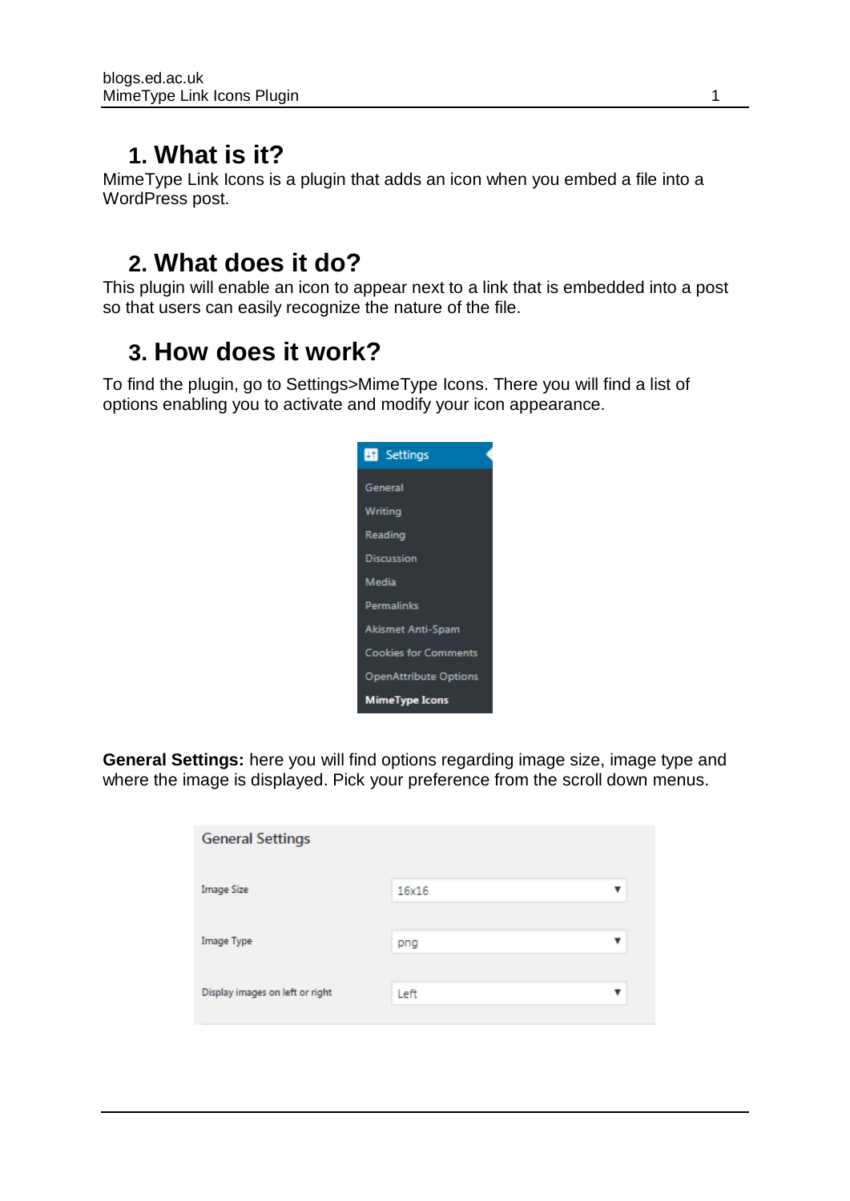## 1. What is it?

MimeType Link Icons is a plugin that adds an icon when you embed a file into a WordPress post.

## 2. What does it do?

This plugin will enable an icon to appear next to a link that is embedded into a post so that users can easily recognize the nature of the file.

## 3. How does it work?

To find the plugin, go to Settings>MimeType Icons. There you will find a list of options enabling you to activate and modify your icon appearance.

**General Settings:** here you will find options regarding image size, image type and where the image is displayed. Pick your preference from the scroll down menus.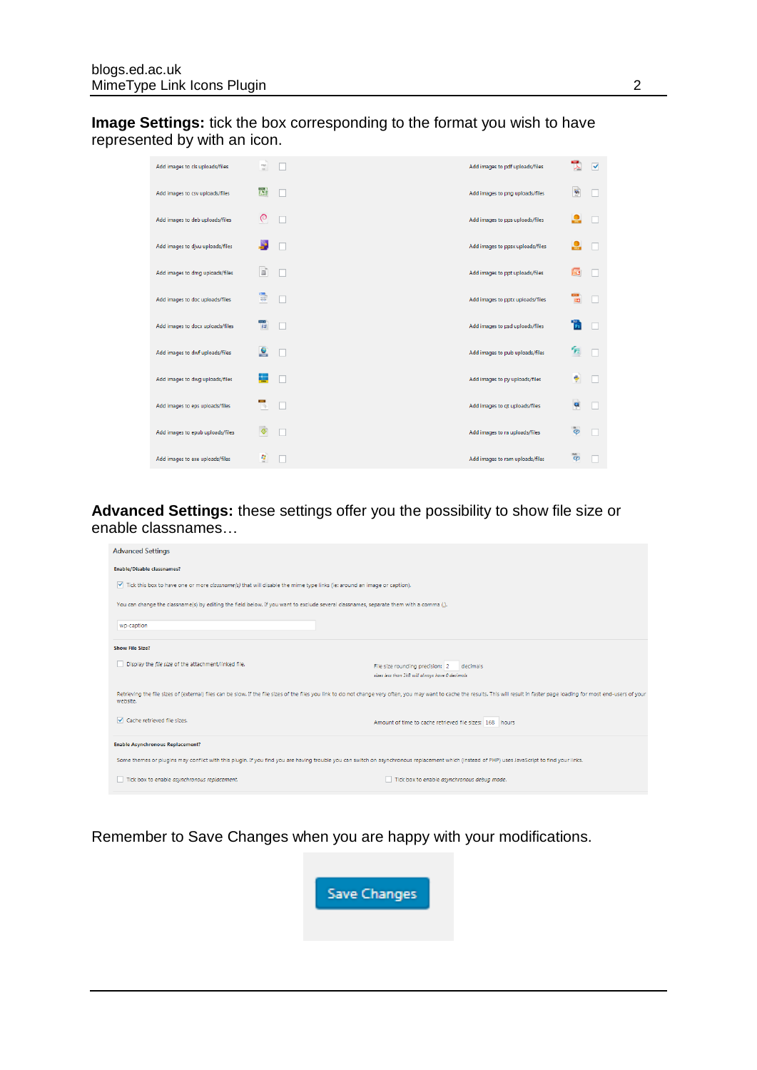**Image Settings:** tick the box corresponding to the format you wish to have represented by with an icon.

Add images to cls uploads/files
Add images to csv uploads/files
Add images to deb uploads/files
Add images to djvu uploads/files
Add images to dmg uploads/files
Add images to doc uploads/files
Add images to docx uploads/files
Add images to dwf uploads/files
Add images to dwg uploads/files
Add images to eps uploads/files
Add images to epub uploads/files
Add images to exe uploads/files
Add images to pdf uploads/files
Add images to png uploads/files
Add images to pps uploads/files
Add images to ppsx uploads/files
Add images to ppt uploads/files
Add images to pptx uploads/files
Add images to psd uploads/files
Add images to pub uploads/files
Add images to py uploads/files
Add images to qt uploads/files
Add images to ra uploads/files
Add images to ram uploads/files

**Advanced Settings:** these settings offer you the possibility to show file size or enable classnames…

Advanced Settings

Enable/Disable classnames?

Tick this box to have one or more *classname(s)* that will disable the mime type links (ie: around an image or caption).

You can change the classname(s) by editing the field below. If you want to exclude several classnames, separate them with a comma (,).

wp-caption

Show File Size?

Display the *file size* of the attachment/linked file.

File size rounding precision: 2 decimals

*sizes less than 1kB will always have 0 decimals*

Retrieving the file sizes of (external) files can be slow. If the file sizes of the files you link to do not change very often, you may want to cache the results. This will result in faster page loading for most end-users of your website.

Cache retrieved file sizes.

Amount of time to cache retrieved file sizes: 168 hours

Enable Asynchronous Replacement?

Some themes or plugins may conflict with this plugin. If you find you are having trouble you can switch on asynchronous replacement which (instead of PHP) uses JavaScript to find your links.

Tick box to enable *asynchronous replacement*.

Tick box to enable *asynchronous debug mode*.

Remember to Save Changes when you are happy with your modifications.

Save Changes